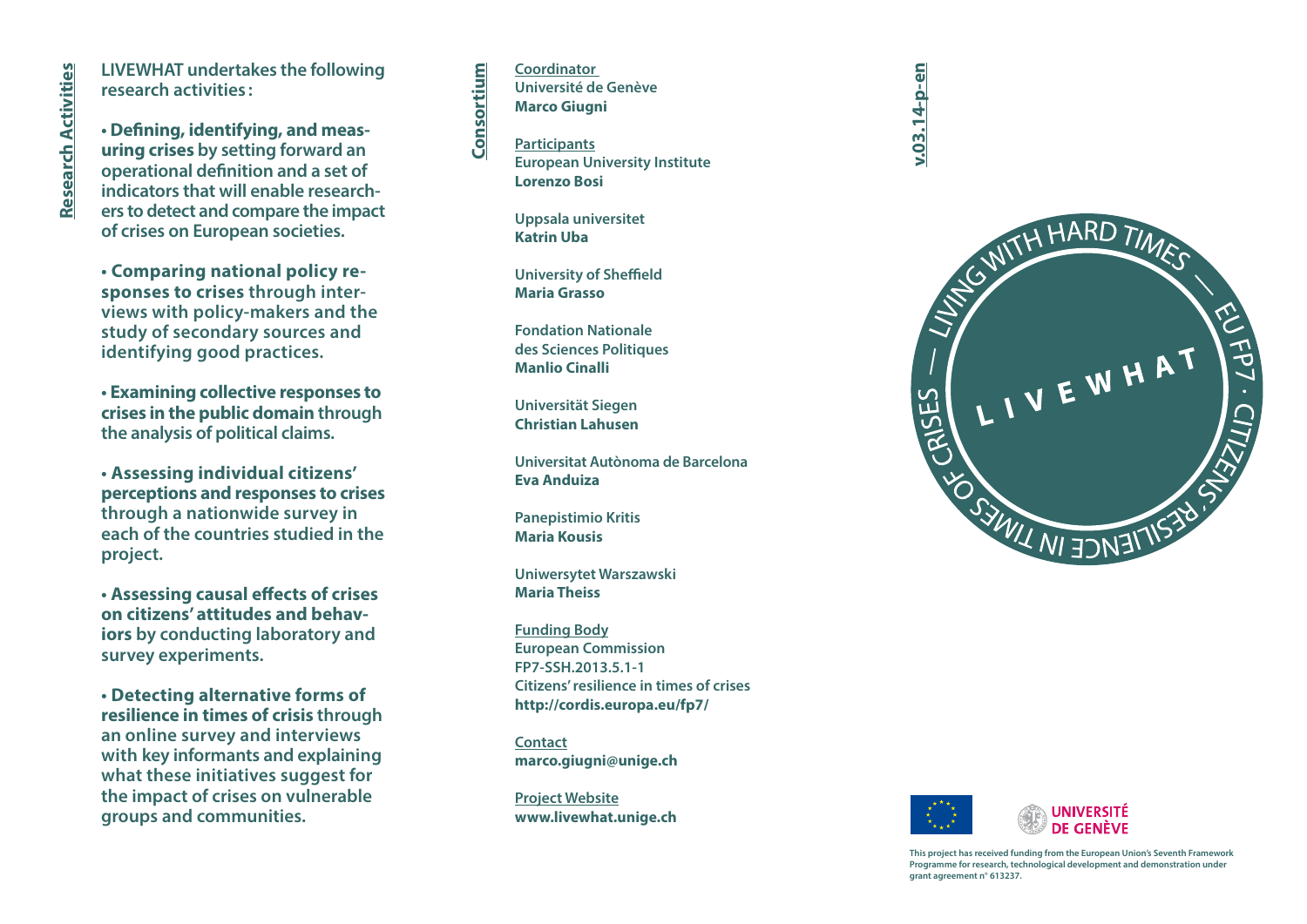## Research Activities

LIVEWHAT undertakes the following research activities:

- **Defining, identifying, and measuring crises** by setting forward an operational definition and a set of indicators that will enable researchers to detect and compare the impact of crises on European societies.

- **Comparing national policy responses to crises** through interviews with policy-makers and the study of secondary sources and identifying good practices.

- **Examining collective responses to crises in the public domain** through the analysis of political claims.

- **Assessing individual citizens' perceptions and responses to crises** through a nationwide survey in each of the countries studied in the project.

- **Assessing causal effects of crises on citizens' attitudes and behaviors** by conducting laboratory and survey experiments.

- **Detecting alternative forms of resilience in times of crisis** through an online survey and interviews with key informants and explaining what these initiatives suggest for the impact of crises on vulnerable groups and communities.

## Consortium

Coordinator
Université de Genève
**Marco Giugni**

Participants
European University Institute
**Lorenzo Bosi**

Uppsala universitet
**Katrin Uba**

University of Sheffield
**Maria Grasso**

Fondation Nationale des Sciences Politiques
**Manlio Cinalli**

Universität Siegen
**Christian Lahusen**

Universitat Autònoma de Barcelona
**Eva Anduiza**

Panepistimio Kritis
**Maria Kousis**

Uniwersytet Warszawski
**Maria Theiss**

Funding Body
European Commission
FP7-SSH.2013.5.1-1
Citizens' resilience in times of crises
**http://cordis.europa.eu/fp7/**

Contact
**marco.giugni@unige.ch**

Project Website
**www.livewhat.unige.ch**

v.03.14-p-en

# LIVEWHAT

LIVING WITH HARD TIMES — EU FP7 · CITIZENS' RESILIENCE IN TIMES OF CRISES —

UNIVERSITÉ DE GENÈVE

This project has received funding from the European Union's Seventh Framework Programme for research, technological development and demonstration under grant agreement n° 613237.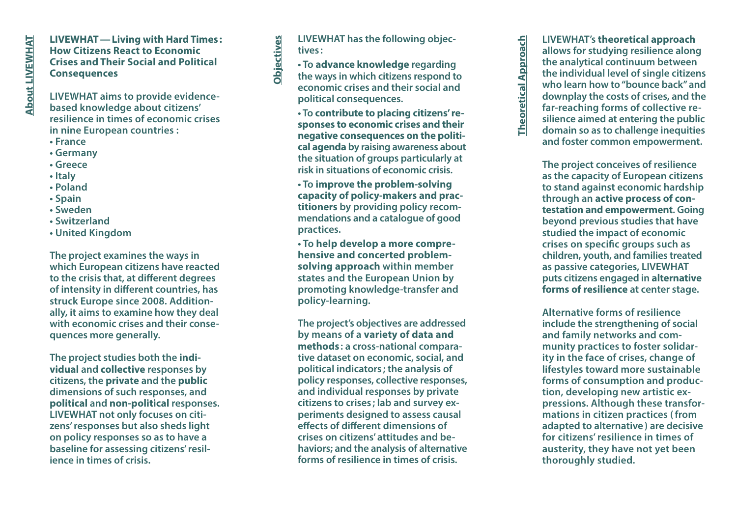## About LIVEWHAT

**LIVEWHAT — Living with Hard Times: How Citizens React to Economic Crises and Their Social and Political Consequences**

LIVEWHAT aims to provide evidence-based knowledge about citizens' resilience in times of economic crises in nine European countries:

- France
- Germany
- Greece
- Italy
- Poland
- Spain
- Sweden
- Switzerland
- United Kingdom

The project examines the ways in which European citizens have reacted to the crisis that, at different degrees of intensity in different countries, has struck Europe since 2008. Additionally, it aims to examine how they deal with economic crises and their consequences more generally.

The project studies both the **individual** and **collective** responses by citizens, the **private** and the **public** dimensions of such responses, and **political** and **non-political** responses. LIVEWHAT not only focuses on citizens' responses but also sheds light on policy responses so as to have a baseline for assessing citizens' resilience in times of crisis.

## Objectives

LIVEWHAT has the following objectives:

- To **advance knowledge** regarding the ways in which citizens respond to economic crises and their social and political consequences.
- To **contribute to placing citizens' responses to economic crises and their negative consequences on the political agenda** by raising awareness about the situation of groups particularly at risk in situations of economic crisis.
- To **improve the problem-solving capacity of policy-makers and practitioners** by providing policy recommendations and a catalogue of good practices.
- To **help develop a more comprehensive and concerted problem-solving approach** within member states and the European Union by promoting knowledge-transfer and policy-learning.

The project's objectives are addressed by means of a **variety of data and methods**: a cross-national comparative dataset on economic, social, and political indicators; the analysis of policy responses, collective responses, and individual responses by private citizens to crises; lab and survey experiments designed to assess causal effects of different dimensions of crises on citizens' attitudes and behaviors; and the analysis of alternative forms of resilience in times of crisis.

## Theoretical Approach

LIVEWHAT's **theoretical approach** allows for studying resilience along the analytical continuum between the individual level of single citizens who learn how to "bounce back" and downplay the costs of crises, and the far-reaching forms of collective resilience aimed at entering the public domain so as to challenge inequities and foster common empowerment.

The project conceives of resilience as the capacity of European citizens to stand against economic hardship through an **active process of contestation and empowerment**. Going beyond previous studies that have studied the impact of economic crises on specific groups such as children, youth, and families treated as passive categories, LIVEWHAT puts citizens engaged in **alternative forms of resilience** at center stage.

Alternative forms of resilience include the strengthening of social and family networks and community practices to foster solidarity in the face of crises, change of lifestyles toward more sustainable forms of consumption and production, developing new artistic expressions. Although these transformations in citizen practices (from adapted to alternative) are decisive for citizens' resilience in times of austerity, they have not yet been thoroughly studied.